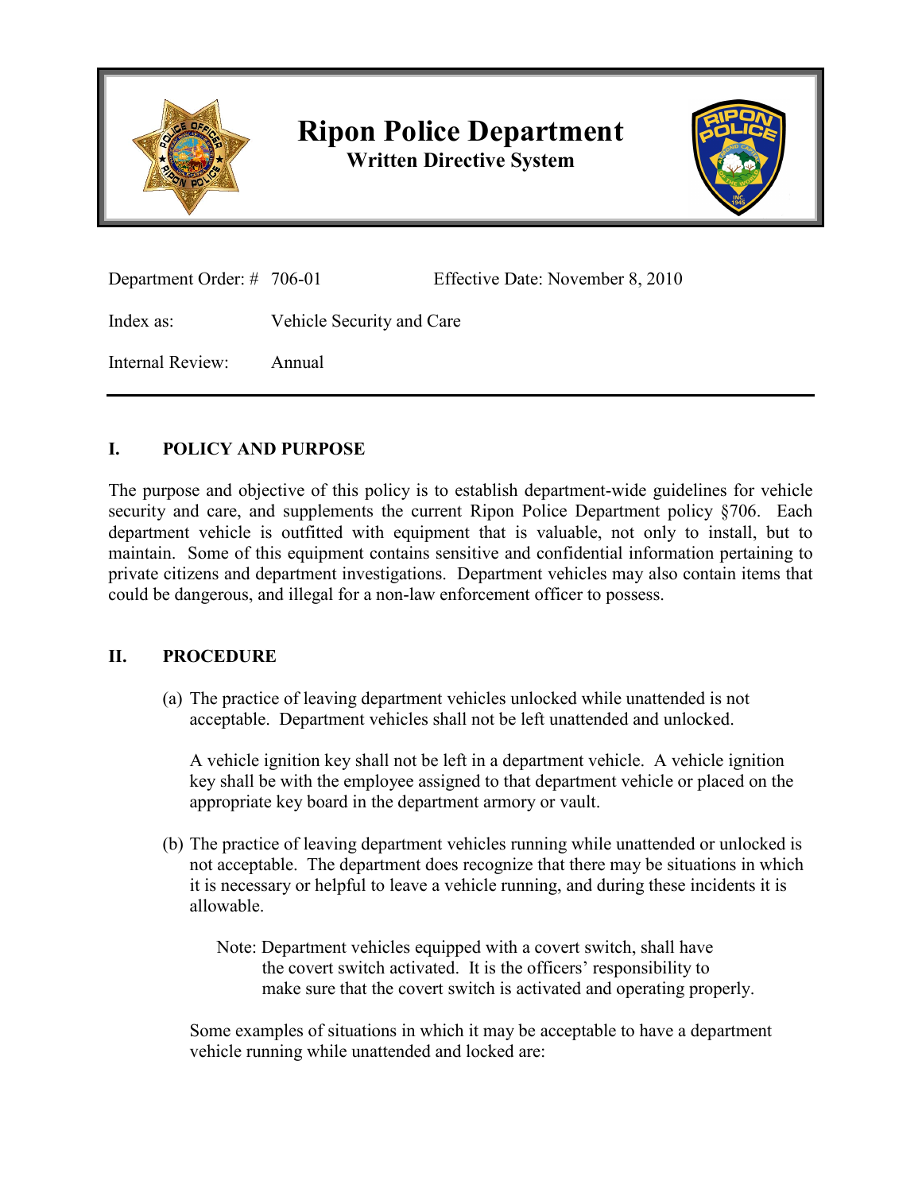# Ripon Police Department

**Written Directive System**

Department Order: # 706-01 Effective Date: November 8, 2010

Index as: Vehicle Security and Care

Internal Review: Annual

---

## I. POLICY AND PURPOSE

The purpose and objective of this policy is to establish department-wide guidelines for vehicle security and care, and supplements the current Ripon Police Department policy §706. Each department vehicle is outfitted with equipment that is valuable, not only to install, but to maintain. Some of this equipment contains sensitive and confidential information pertaining to private citizens and department investigations. Department vehicles may also contain items that could be dangerous, and illegal for a non-law enforcement officer to possess.

## II. PROCEDURE

(a) The practice of leaving department vehicles unlocked while unattended is not acceptable. Department vehicles shall not be left unattended and unlocked.

A vehicle ignition key shall not be left in a department vehicle. A vehicle ignition key shall be with the employee assigned to that department vehicle or placed on the appropriate key board in the department armory or vault.

(b) The practice of leaving department vehicles running while unattended or unlocked is not acceptable. The department does recognize that there may be situations in which it is necessary or helpful to leave a vehicle running, and during these incidents it is allowable.

Note: Department vehicles equipped with a covert switch, shall have the covert switch activated. It is the officers' responsibility to make sure that the covert switch is activated and operating properly.

Some examples of situations in which it may be acceptable to have a department vehicle running while unattended and locked are: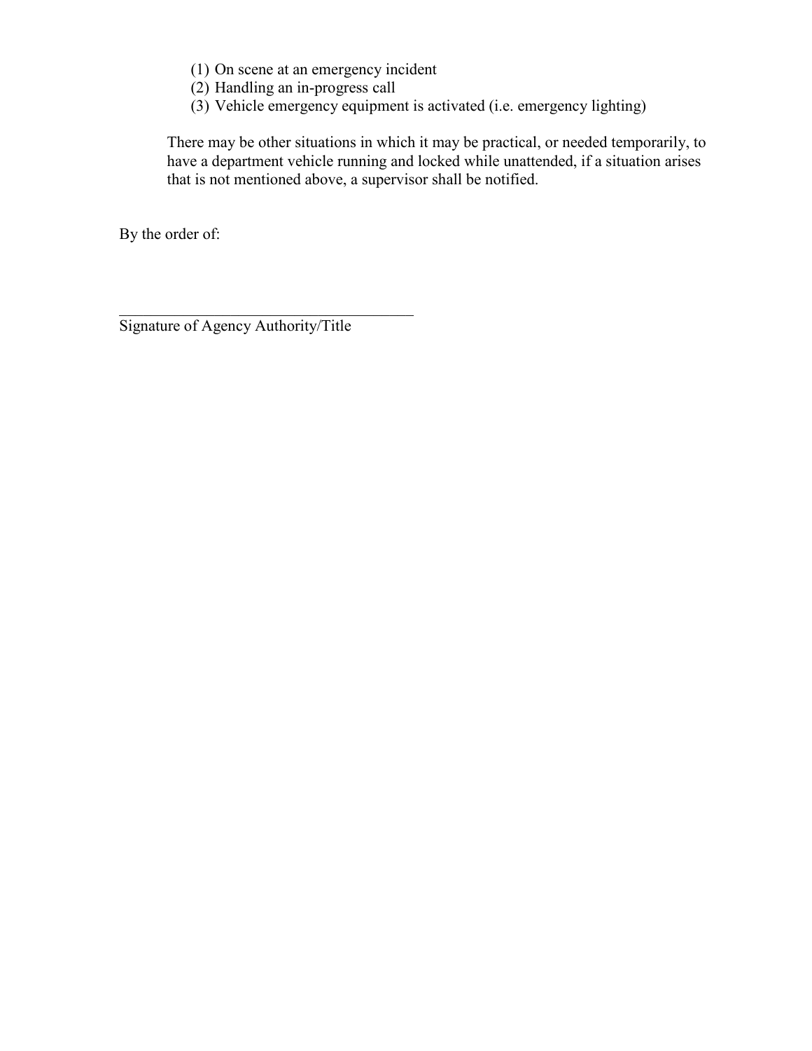(1) On scene at an emergency incident
(2) Handling an in-progress call
(3) Vehicle emergency equipment is activated (i.e. emergency lighting)

There may be other situations in which it may be practical, or needed temporarily, to have a department vehicle running and locked while unattended, if a situation arises that is not mentioned above, a supervisor shall be notified.

By the order of:

\_\_\_\_\_\_\_\_\_\_\_\_\_\_\_\_\_\_\_\_\_\_\_\_\_\_\_\_\_\_\_\_\_\_\_\_\_\_\_\_

Signature of Agency Authority/Title